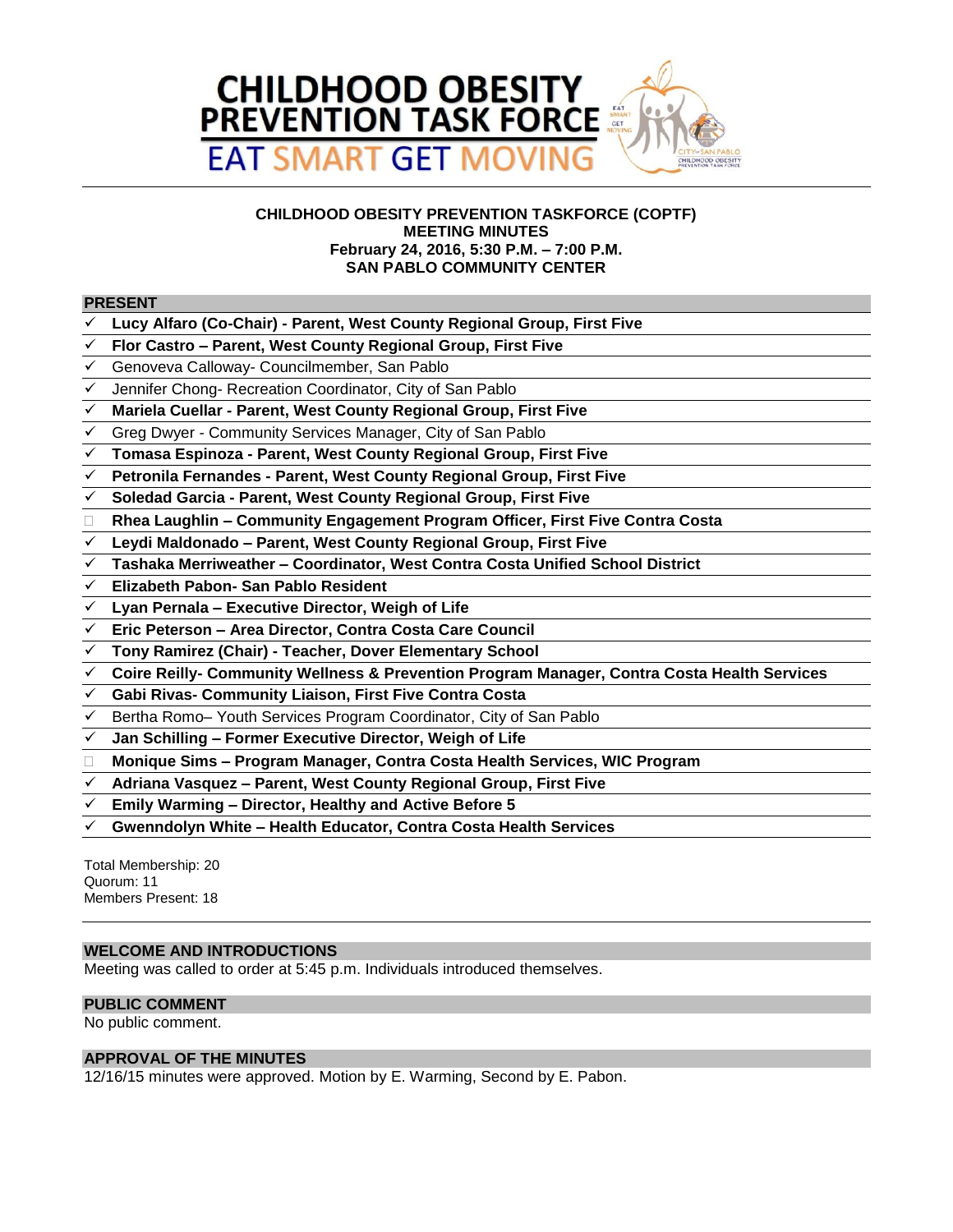# CHILDHOOD OBESITY PREVENTION TASK FORCE

## EAT SMART GET MOVING

**CHILDHOOD OBESITY PREVENTION TASKFORCE (COPTF)**
**MEETING MINUTES**
**February 24, 2016, 5:30 P.M. – 7:00 P.M.**
**SAN PABLO COMMUNITY CENTER**

### PRESENT

- ✓ **Lucy Alfaro (Co-Chair) - Parent, West County Regional Group, First Five**
- ✓ **Flor Castro – Parent, West County Regional Group, First Five**
- ✓ Genoveva Calloway- Councilmember, San Pablo
- ✓ Jennifer Chong- Recreation Coordinator, City of San Pablo
- ✓ **Mariela Cuellar - Parent, West County Regional Group, First Five**
- ✓ Greg Dwyer - Community Services Manager, City of San Pablo
- ✓ **Tomasa Espinoza - Parent, West County Regional Group, First Five**
- ✓ **Petronila Fernandes - Parent, West County Regional Group, First Five**
- ✓ **Soledad Garcia - Parent, West County Regional Group, First Five**
- ☐ **Rhea Laughlin – Community Engagement Program Officer, First Five Contra Costa**
- ✓ **Leydi Maldonado – Parent, West County Regional Group, First Five**
- ✓ **Tashaka Merriweather – Coordinator, West Contra Costa Unified School District**
- ✓ **Elizabeth Pabon- San Pablo Resident**
- ✓ **Lyan Pernala – Executive Director, Weigh of Life**
- ✓ **Eric Peterson – Area Director, Contra Costa Care Council**
- ✓ **Tony Ramirez (Chair) - Teacher, Dover Elementary School**
- ✓ **Coire Reilly- Community Wellness & Prevention Program Manager, Contra Costa Health Services**
- ✓ **Gabi Rivas- Community Liaison, First Five Contra Costa**
- ✓ Bertha Romo– Youth Services Program Coordinator, City of San Pablo
- ✓ **Jan Schilling – Former Executive Director, Weigh of Life**
- ☐ **Monique Sims – Program Manager, Contra Costa Health Services, WIC Program**
- ✓ **Adriana Vasquez – Parent, West County Regional Group, First Five**
- ✓ **Emily Warming – Director, Healthy and Active Before 5**
- ✓ **Gwenndolyn White – Health Educator, Contra Costa Health Services**

Total Membership: 20
Quorum: 11
Members Present: 18

### WELCOME AND INTRODUCTIONS

Meeting was called to order at 5:45 p.m. Individuals introduced themselves.

### PUBLIC COMMENT

No public comment.

### APPROVAL OF THE MINUTES

12/16/15 minutes were approved. Motion by E. Warming, Second by E. Pabon.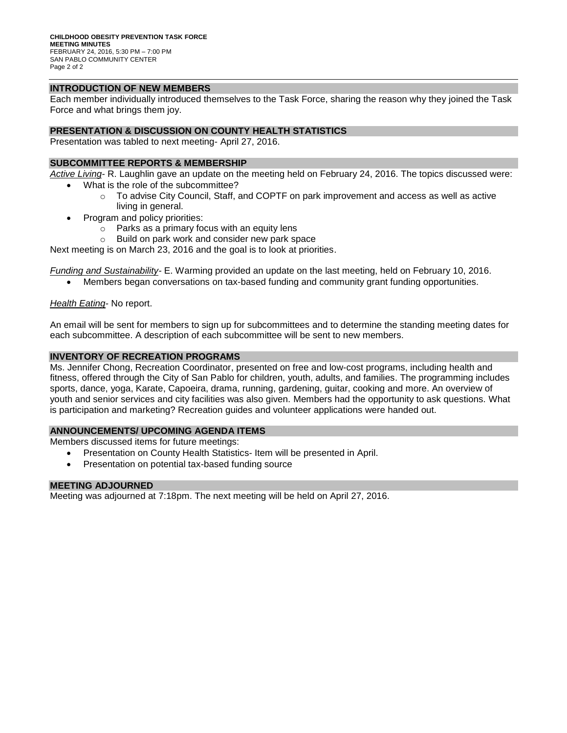## INTRODUCTION OF NEW MEMBERS

Each member individually introduced themselves to the Task Force, sharing the reason why they joined the Task Force and what brings them joy.

## PRESENTATION & DISCUSSION ON COUNTY HEALTH STATISTICS

Presentation was tabled to next meeting- April 27, 2016.

## SUBCOMMITTEE REPORTS & MEMBERSHIP

*Active Living*- R. Laughlin gave an update on the meeting held on February 24, 2016. The topics discussed were:

- What is the role of the subcommittee?
  - To advise City Council, Staff, and COPTF on park improvement and access as well as active living in general.
- Program and policy priorities:
  - Parks as a primary focus with an equity lens
  - Build on park work and consider new park space

Next meeting is on March 23, 2016 and the goal is to look at priorities.

*Funding and Sustainability*- E. Warming provided an update on the last meeting, held on February 10, 2016.

- Members began conversations on tax-based funding and community grant funding opportunities.

*Health Eating*- No report.

An email will be sent for members to sign up for subcommittees and to determine the standing meeting dates for each subcommittee. A description of each subcommittee will be sent to new members.

## INVENTORY OF RECREATION PROGRAMS

Ms. Jennifer Chong, Recreation Coordinator, presented on free and low-cost programs, including health and fitness, offered through the City of San Pablo for children, youth, adults, and families. The programming includes sports, dance, yoga, Karate, Capoeira, drama, running, gardening, guitar, cooking and more. An overview of youth and senior services and city facilities was also given. Members had the opportunity to ask questions. What is participation and marketing? Recreation guides and volunteer applications were handed out.

## ANNOUNCEMENTS/ UPCOMING AGENDA ITEMS

Members discussed items for future meetings:

- Presentation on County Health Statistics- Item will be presented in April.
- Presentation on potential tax-based funding source

## MEETING ADJOURNED

Meeting was adjourned at 7:18pm. The next meeting will be held on April 27, 2016.